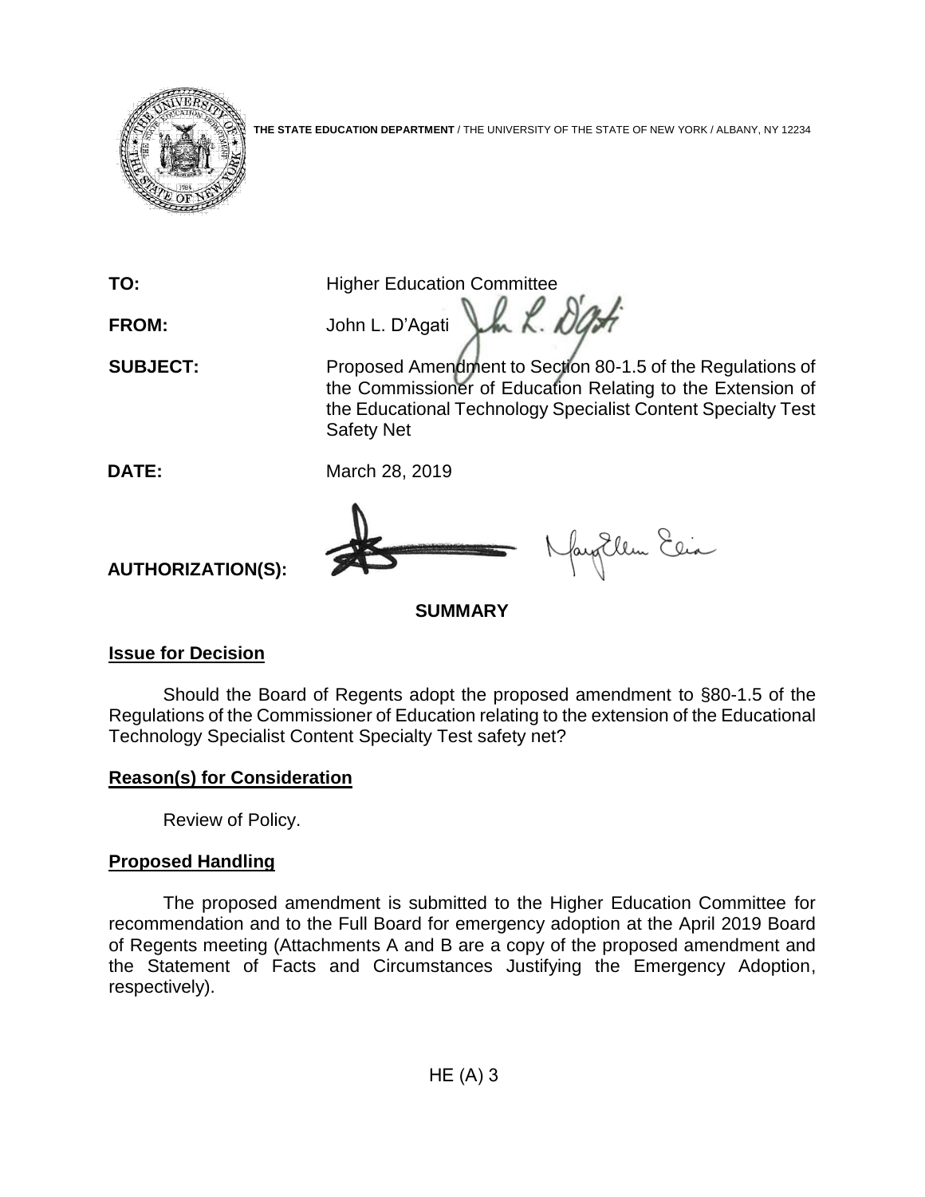**THE STATE EDUCATION DEPARTMENT** / THE UNIVERSITY OF THE STATE OF NEW YORK / ALBANY, NY 12234

| | |
|---|---|
| **TO:** | Higher Education Committee |
| **FROM:** | John L. D'Agati |
| **SUBJECT:** | Proposed Amendment to Section 80-1.5 of the Regulations of the Commissioner of Education Relating to the Extension of the Educational Technology Specialist Content Specialty Test Safety Net |
| **DATE:** | March 28, 2019 |
| **AUTHORIZATION(S):** | |

## SUMMARY

### Issue for Decision

Should the Board of Regents adopt the proposed amendment to §80-1.5 of the Regulations of the Commissioner of Education relating to the extension of the Educational Technology Specialist Content Specialty Test safety net?

### Reason(s) for Consideration

Review of Policy.

### Proposed Handling

The proposed amendment is submitted to the Higher Education Committee for recommendation and to the Full Board for emergency adoption at the April 2019 Board of Regents meeting (Attachments A and B are a copy of the proposed amendment and the Statement of Facts and Circumstances Justifying the Emergency Adoption, respectively).

HE (A) 3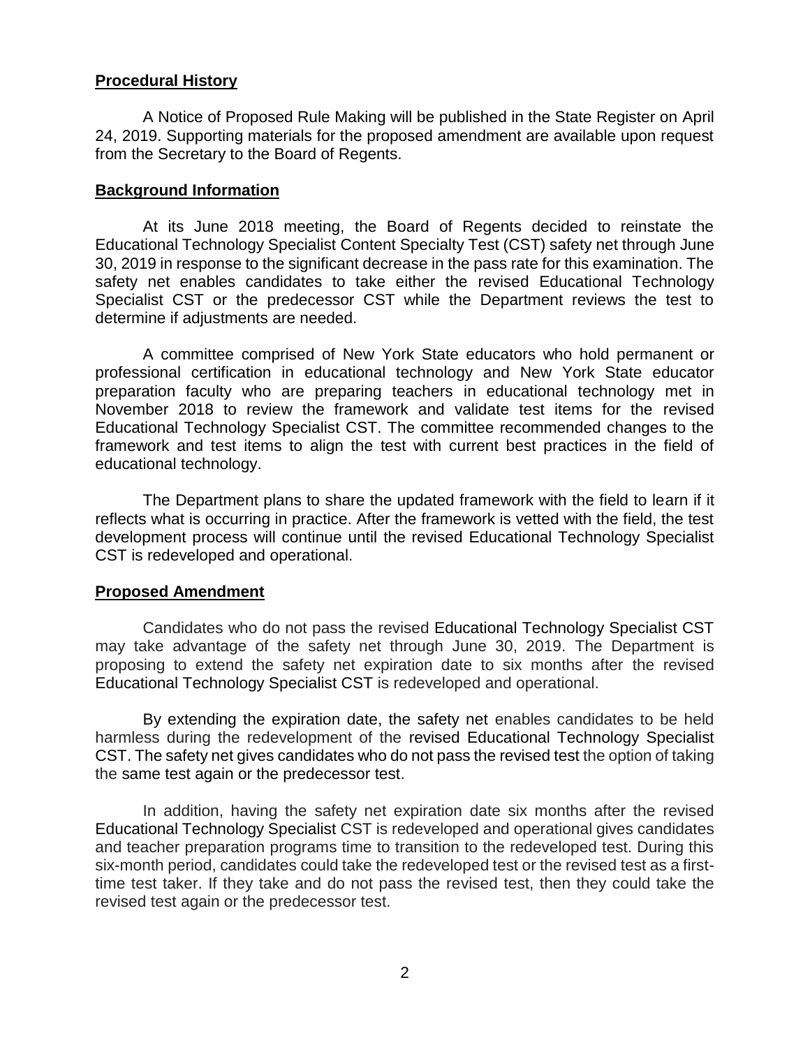## Procedural History

A Notice of Proposed Rule Making will be published in the State Register on April 24, 2019. Supporting materials for the proposed amendment are available upon request from the Secretary to the Board of Regents.

## Background Information

At its June 2018 meeting, the Board of Regents decided to reinstate the Educational Technology Specialist Content Specialty Test (CST) safety net through June 30, 2019 in response to the significant decrease in the pass rate for this examination. The safety net enables candidates to take either the revised Educational Technology Specialist CST or the predecessor CST while the Department reviews the test to determine if adjustments are needed.

A committee comprised of New York State educators who hold permanent or professional certification in educational technology and New York State educator preparation faculty who are preparing teachers in educational technology met in November 2018 to review the framework and validate test items for the revised Educational Technology Specialist CST. The committee recommended changes to the framework and test items to align the test with current best practices in the field of educational technology.

The Department plans to share the updated framework with the field to learn if it reflects what is occurring in practice. After the framework is vetted with the field, the test development process will continue until the revised Educational Technology Specialist CST is redeveloped and operational.

## Proposed Amendment

Candidates who do not pass the revised Educational Technology Specialist CST may take advantage of the safety net through June 30, 2019. The Department is proposing to extend the safety net expiration date to six months after the revised Educational Technology Specialist CST is redeveloped and operational.

By extending the expiration date, the safety net enables candidates to be held harmless during the redevelopment of the revised Educational Technology Specialist CST. The safety net gives candidates who do not pass the revised test the option of taking the same test again or the predecessor test.

In addition, having the safety net expiration date six months after the revised Educational Technology Specialist CST is redeveloped and operational gives candidates and teacher preparation programs time to transition to the redeveloped test. During this six-month period, candidates could take the redeveloped test or the revised test as a first-time test taker. If they take and do not pass the revised test, then they could take the revised test again or the predecessor test.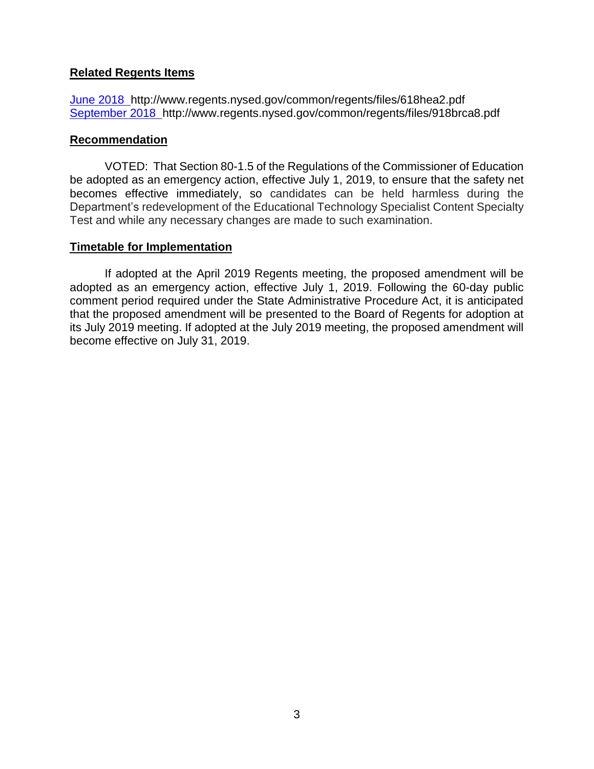**Related Regents Items**

[June 2018](http://www.regents.nysed.gov/common/regents/files/618hea2.pdf) http://www.regents.nysed.gov/common/regents/files/618hea2.pdf
[September 2018](http://www.regents.nysed.gov/common/regents/files/918brca8.pdf) http://www.regents.nysed.gov/common/regents/files/918brca8.pdf

**Recommendation**

VOTED: That Section 80-1.5 of the Regulations of the Commissioner of Education be adopted as an emergency action, effective July 1, 2019, to ensure that the safety net becomes effective immediately, so candidates can be held harmless during the Department's redevelopment of the Educational Technology Specialist Content Specialty Test and while any necessary changes are made to such examination.

**Timetable for Implementation**

If adopted at the April 2019 Regents meeting, the proposed amendment will be adopted as an emergency action, effective July 1, 2019. Following the 60-day public comment period required under the State Administrative Procedure Act, it is anticipated that the proposed amendment will be presented to the Board of Regents for adoption at its July 2019 meeting. If adopted at the July 2019 meeting, the proposed amendment will become effective on July 31, 2019.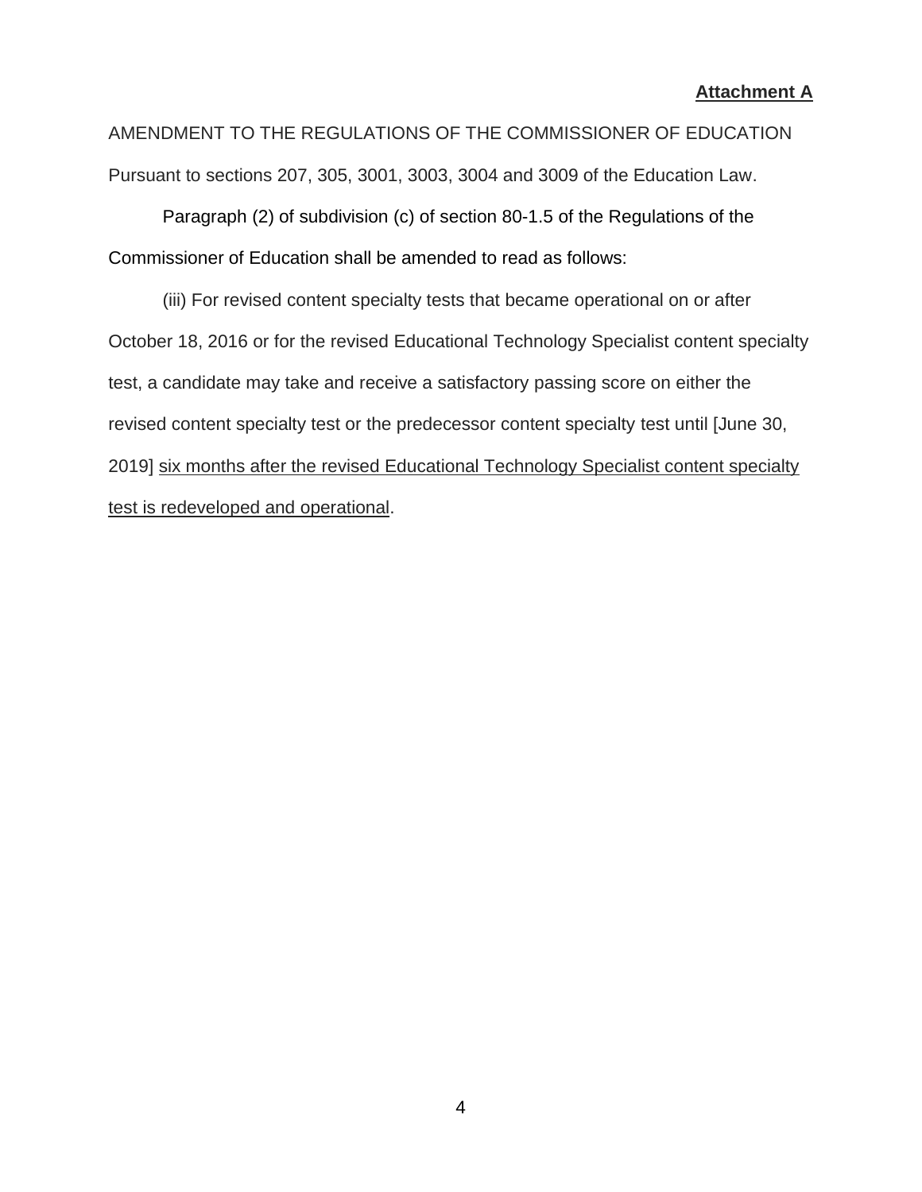**Attachment A**

AMENDMENT TO THE REGULATIONS OF THE COMMISSIONER OF EDUCATION

Pursuant to sections 207, 305, 3001, 3003, 3004 and 3009 of the Education Law.

Paragraph (2) of subdivision (c) of section 80-1.5 of the Regulations of the Commissioner of Education shall be amended to read as follows:

(iii) For revised content specialty tests that became operational on or after October 18, 2016 or for the revised Educational Technology Specialist content specialty test, a candidate may take and receive a satisfactory passing score on either the revised content specialty test or the predecessor content specialty test until [June 30, 2019] <u>six months after the revised Educational Technology Specialist content specialty test is redeveloped and operational</u>.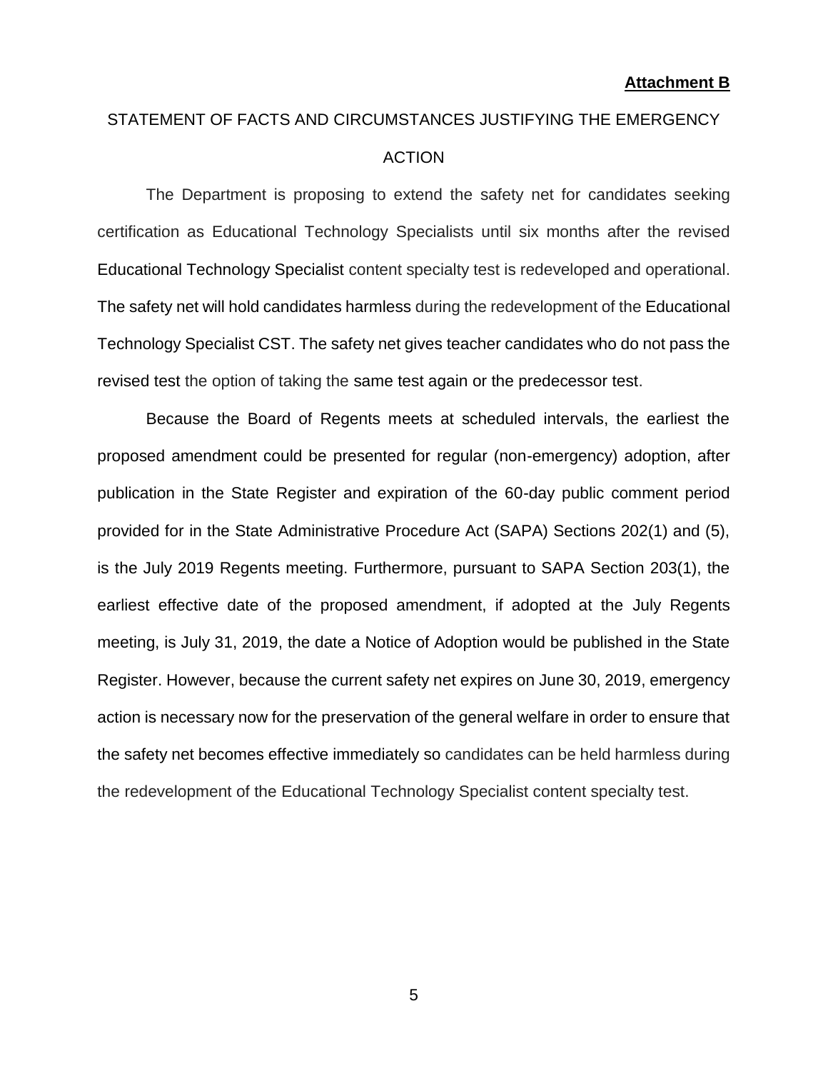**Attachment B**

STATEMENT OF FACTS AND CIRCUMSTANCES JUSTIFYING THE EMERGENCY ACTION

The Department is proposing to extend the safety net for candidates seeking certification as Educational Technology Specialists until six months after the revised Educational Technology Specialist content specialty test is redeveloped and operational. The safety net will hold candidates harmless during the redevelopment of the Educational Technology Specialist CST. The safety net gives teacher candidates who do not pass the revised test the option of taking the same test again or the predecessor test.

Because the Board of Regents meets at scheduled intervals, the earliest the proposed amendment could be presented for regular (non-emergency) adoption, after publication in the State Register and expiration of the 60-day public comment period provided for in the State Administrative Procedure Act (SAPA) Sections 202(1) and (5), is the July 2019 Regents meeting. Furthermore, pursuant to SAPA Section 203(1), the earliest effective date of the proposed amendment, if adopted at the July Regents meeting, is July 31, 2019, the date a Notice of Adoption would be published in the State Register. However, because the current safety net expires on June 30, 2019, emergency action is necessary now for the preservation of the general welfare in order to ensure that the safety net becomes effective immediately so candidates can be held harmless during the redevelopment of the Educational Technology Specialist content specialty test.